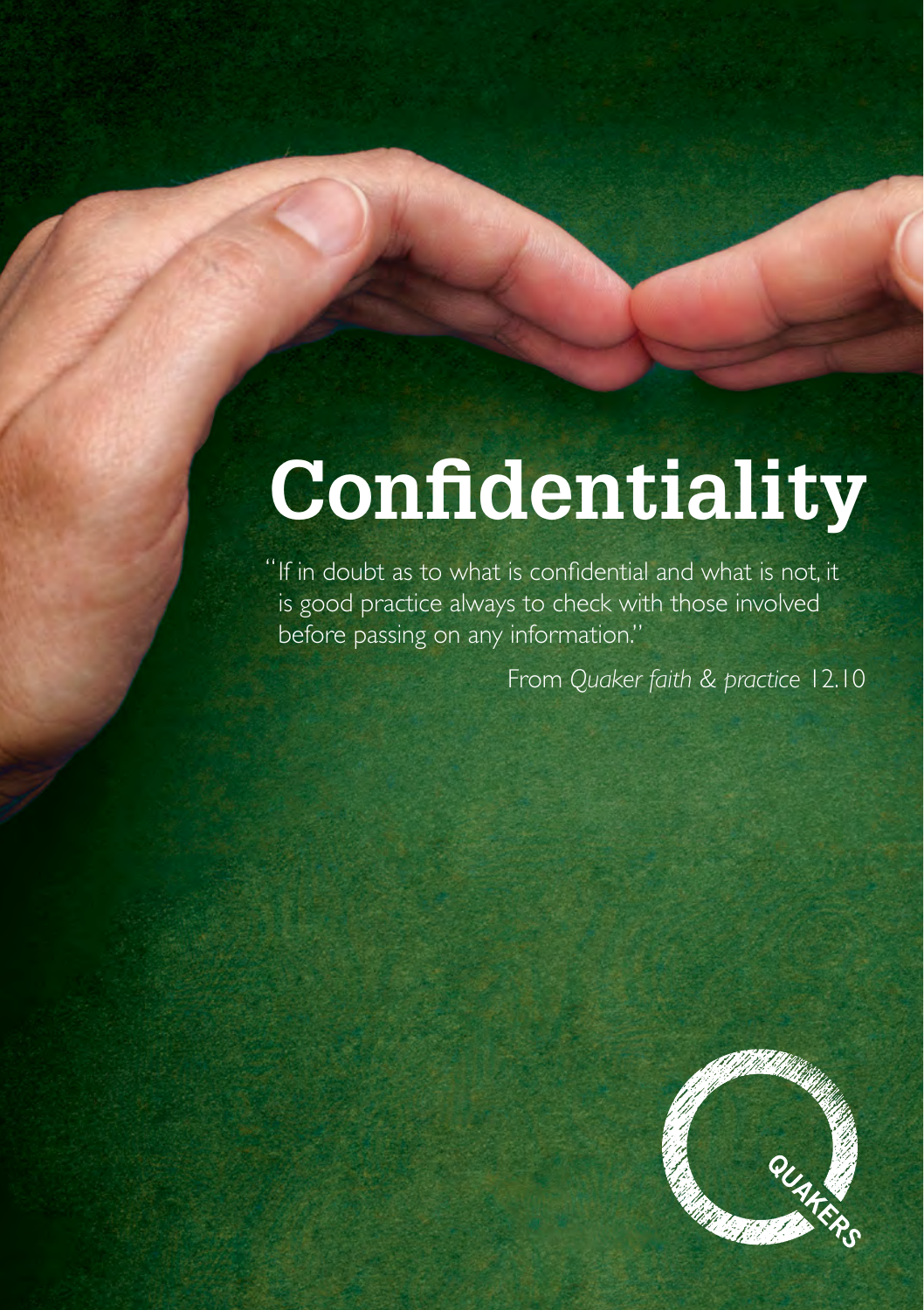# Confidentiality

"If in doubt as to what is confidential and what is not, it is good practice always to check with those involved before passing on any information."

From *Quaker faith & practice* 12.10

QUAKERS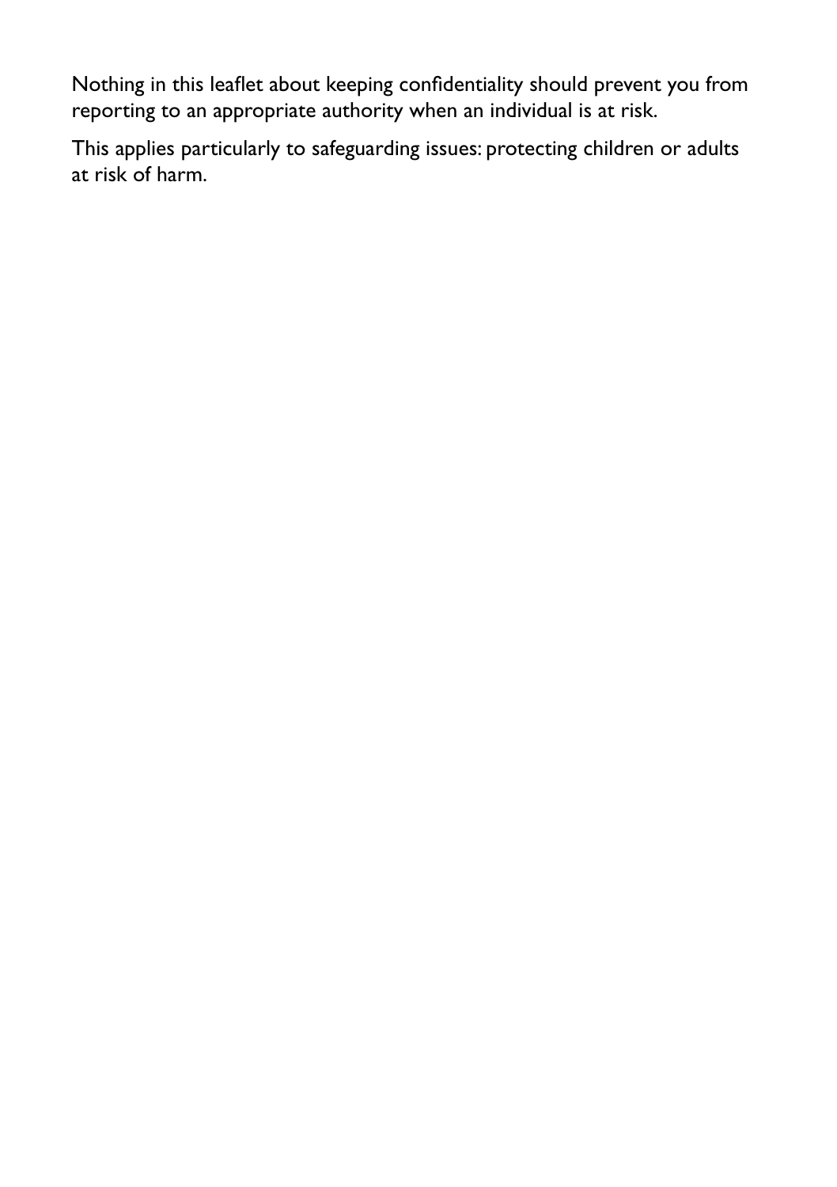Nothing in this leaflet about keeping confidentiality should prevent you from reporting to an appropriate authority when an individual is at risk.

This applies particularly to safeguarding issues: protecting children or adults at risk of harm.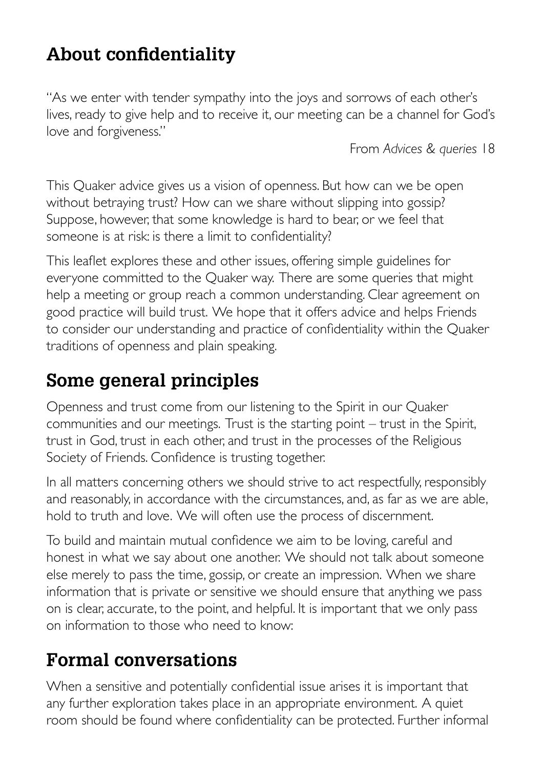## About confidentiality

"As we enter with tender sympathy into the joys and sorrows of each other's lives, ready to give help and to receive it, our meeting can be a channel for God's love and forgiveness."

From *Advices & queries* 18

This Quaker advice gives us a vision of openness. But how can we be open without betraying trust? How can we share without slipping into gossip? Suppose, however, that some knowledge is hard to bear, or we feel that someone is at risk: is there a limit to confidentiality?

This leaflet explores these and other issues, offering simple guidelines for everyone committed to the Quaker way. There are some queries that might help a meeting or group reach a common understanding. Clear agreement on good practice will build trust. We hope that it offers advice and helps Friends to consider our understanding and practice of confidentiality within the Quaker traditions of openness and plain speaking.

## Some general principles

Openness and trust come from our listening to the Spirit in our Quaker communities and our meetings. Trust is the starting point – trust in the Spirit, trust in God, trust in each other, and trust in the processes of the Religious Society of Friends. Confidence is trusting together.

In all matters concerning others we should strive to act respectfully, responsibly and reasonably, in accordance with the circumstances, and, as far as we are able, hold to truth and love. We will often use the process of discernment.

To build and maintain mutual confidence we aim to be loving, careful and honest in what we say about one another. We should not talk about someone else merely to pass the time, gossip, or create an impression. When we share information that is private or sensitive we should ensure that anything we pass on is clear, accurate, to the point, and helpful. It is important that we only pass on information to those who need to know:

## Formal conversations

When a sensitive and potentially confidential issue arises it is important that any further exploration takes place in an appropriate environment. A quiet room should be found where confidentiality can be protected. Further informal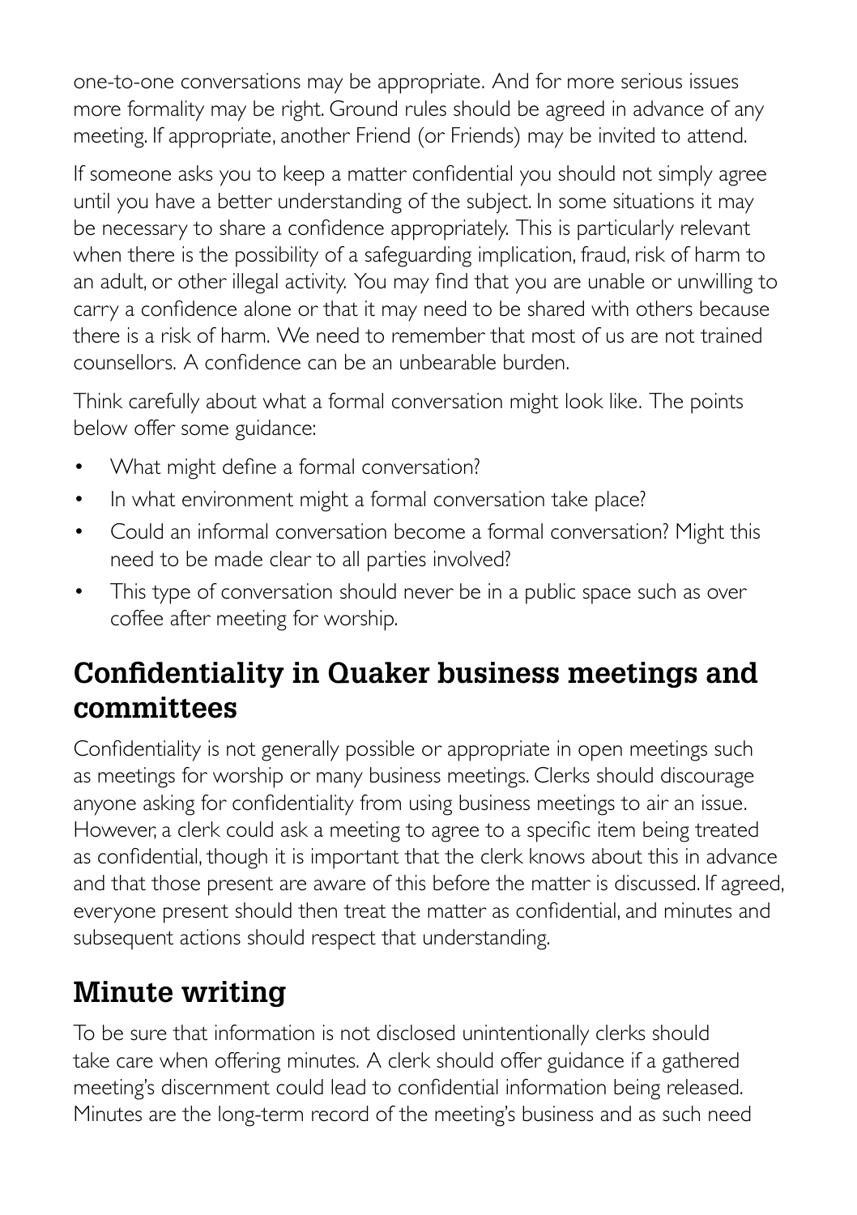one-to-one conversations may be appropriate. And for more serious issues more formality may be right. Ground rules should be agreed in advance of any meeting. If appropriate, another Friend (or Friends) may be invited to attend.

If someone asks you to keep a matter confidential you should not simply agree until you have a better understanding of the subject. In some situations it may be necessary to share a confidence appropriately. This is particularly relevant when there is the possibility of a safeguarding implication, fraud, risk of harm to an adult, or other illegal activity. You may find that you are unable or unwilling to carry a confidence alone or that it may need to be shared with others because there is a risk of harm. We need to remember that most of us are not trained counsellors. A confidence can be an unbearable burden.

Think carefully about what a formal conversation might look like. The points below offer some guidance:

- What might define a formal conversation?
- In what environment might a formal conversation take place?
- Could an informal conversation become a formal conversation? Might this need to be made clear to all parties involved?
- This type of conversation should never be in a public space such as over coffee after meeting for worship.

## Confidentiality in Quaker business meetings and committees

Confidentiality is not generally possible or appropriate in open meetings such as meetings for worship or many business meetings. Clerks should discourage anyone asking for confidentiality from using business meetings to air an issue. However, a clerk could ask a meeting to agree to a specific item being treated as confidential, though it is important that the clerk knows about this in advance and that those present are aware of this before the matter is discussed. If agreed, everyone present should then treat the matter as confidential, and minutes and subsequent actions should respect that understanding.

## Minute writing

To be sure that information is not disclosed unintentionally clerks should take care when offering minutes. A clerk should offer guidance if a gathered meeting's discernment could lead to confidential information being released. Minutes are the long-term record of the meeting's business and as such need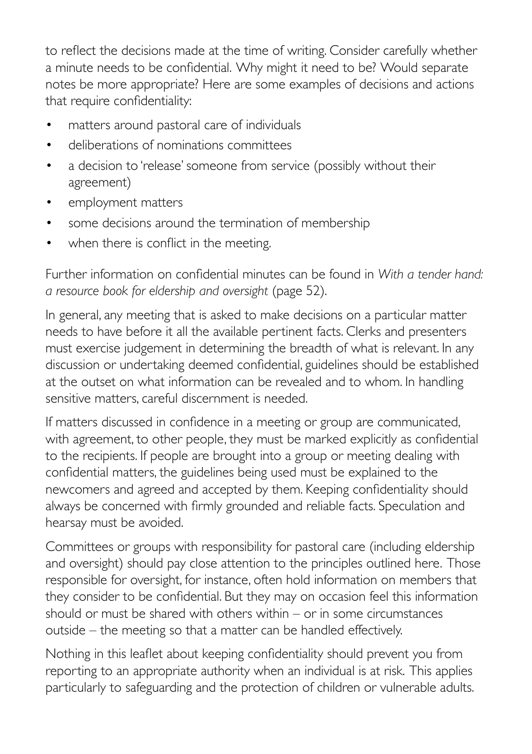to reflect the decisions made at the time of writing. Consider carefully whether a minute needs to be confidential. Why might it need to be? Would separate notes be more appropriate? Here are some examples of decisions and actions that require confidentiality:

- matters around pastoral care of individuals
- deliberations of nominations committees
- a decision to 'release' someone from service (possibly without their agreement)
- employment matters
- some decisions around the termination of membership
- when there is conflict in the meeting.

Further information on confidential minutes can be found in *With a tender hand: a resource book for eldership and oversight* (page 52).

In general, any meeting that is asked to make decisions on a particular matter needs to have before it all the available pertinent facts. Clerks and presenters must exercise judgement in determining the breadth of what is relevant. In any discussion or undertaking deemed confidential, guidelines should be established at the outset on what information can be revealed and to whom. In handling sensitive matters, careful discernment is needed.

If matters discussed in confidence in a meeting or group are communicated, with agreement, to other people, they must be marked explicitly as confidential to the recipients. If people are brought into a group or meeting dealing with confidential matters, the guidelines being used must be explained to the newcomers and agreed and accepted by them. Keeping confidentiality should always be concerned with firmly grounded and reliable facts. Speculation and hearsay must be avoided.

Committees or groups with responsibility for pastoral care (including eldership and oversight) should pay close attention to the principles outlined here. Those responsible for oversight, for instance, often hold information on members that they consider to be confidential. But they may on occasion feel this information should or must be shared with others within – or in some circumstances outside – the meeting so that a matter can be handled effectively.

Nothing in this leaflet about keeping confidentiality should prevent you from reporting to an appropriate authority when an individual is at risk. This applies particularly to safeguarding and the protection of children or vulnerable adults.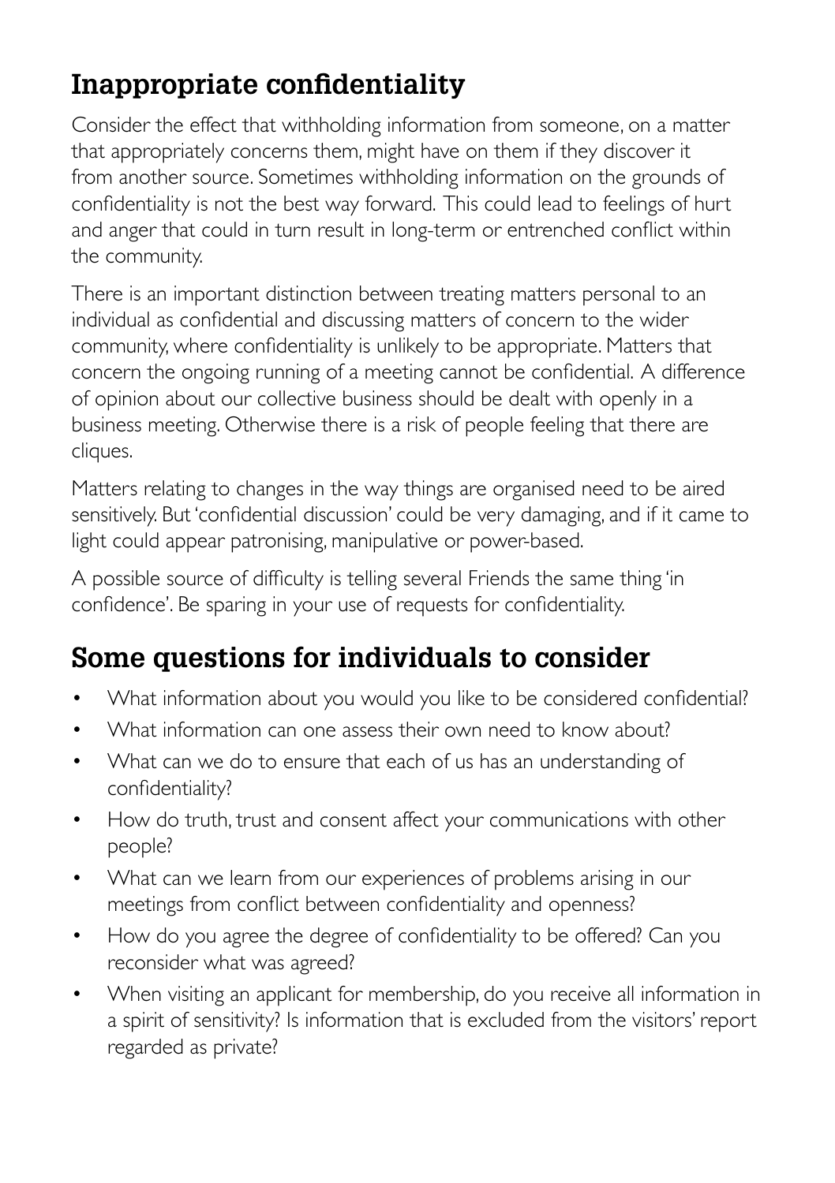## Inappropriate confidentiality

Consider the effect that withholding information from someone, on a matter that appropriately concerns them, might have on them if they discover it from another source. Sometimes withholding information on the grounds of confidentiality is not the best way forward. This could lead to feelings of hurt and anger that could in turn result in long-term or entrenched conflict within the community.

There is an important distinction between treating matters personal to an individual as confidential and discussing matters of concern to the wider community, where confidentiality is unlikely to be appropriate. Matters that concern the ongoing running of a meeting cannot be confidential. A difference of opinion about our collective business should be dealt with openly in a business meeting. Otherwise there is a risk of people feeling that there are cliques.

Matters relating to changes in the way things are organised need to be aired sensitively. But 'confidential discussion' could be very damaging, and if it came to light could appear patronising, manipulative or power-based.

A possible source of difficulty is telling several Friends the same thing 'in confidence'. Be sparing in your use of requests for confidentiality.

## Some questions for individuals to consider

- What information about you would you like to be considered confidential?
- What information can one assess their own need to know about?
- What can we do to ensure that each of us has an understanding of confidentiality?
- How do truth, trust and consent affect your communications with other people?
- What can we learn from our experiences of problems arising in our meetings from conflict between confidentiality and openness?
- How do you agree the degree of confidentiality to be offered? Can you reconsider what was agreed?
- When visiting an applicant for membership, do you receive all information in a spirit of sensitivity? Is information that is excluded from the visitors' report regarded as private?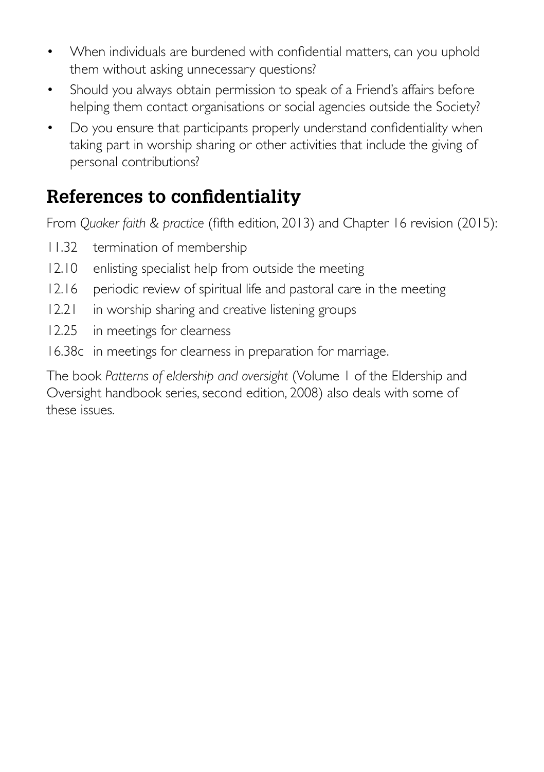- When individuals are burdened with confidential matters, can you uphold them without asking unnecessary questions?
- Should you always obtain permission to speak of a Friend's affairs before helping them contact organisations or social agencies outside the Society?
- Do you ensure that participants properly understand confidentiality when taking part in worship sharing or other activities that include the giving of personal contributions?

## References to confidentiality

From *Quaker faith & practice* (fifth edition, 2013) and Chapter 16 revision (2015):

- 11.32 termination of membership
- 12.10 enlisting specialist help from outside the meeting
- 12.16 periodic review of spiritual life and pastoral care in the meeting
- 12.21 in worship sharing and creative listening groups
- 12.25 in meetings for clearness
- 16.38c in meetings for clearness in preparation for marriage.

The book *Patterns of eldership and oversight* (Volume 1 of the Eldership and Oversight handbook series, second edition, 2008) also deals with some of these issues.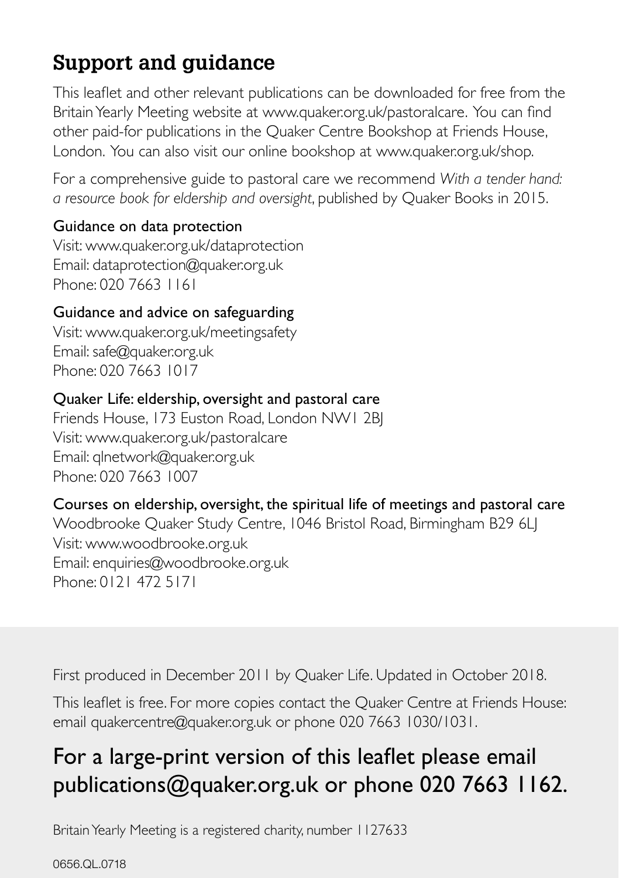## Support and guidance

This leaflet and other relevant publications can be downloaded for free from the Britain Yearly Meeting website at www.quaker.org.uk/pastoralcare. You can find other paid-for publications in the Quaker Centre Bookshop at Friends House, London. You can also visit our online bookshop at www.quaker.org.uk/shop.

For a comprehensive guide to pastoral care we recommend *With a tender hand: a resource book for eldership and oversight*, published by Quaker Books in 2015.

**Guidance on data protection**
Visit: www.quaker.org.uk/dataprotection
Email: dataprotection@quaker.org.uk
Phone: 020 7663 1161

**Guidance and advice on safeguarding**
Visit: www.quaker.org.uk/meetingsafety
Email: safe@quaker.org.uk
Phone: 020 7663 1017

**Quaker Life: eldership, oversight and pastoral care**
Friends House, 173 Euston Road, London NW1 2BJ
Visit: www.quaker.org.uk/pastoralcare
Email: qlnetwork@quaker.org.uk
Phone: 020 7663 1007

**Courses on eldership, oversight, the spiritual life of meetings and pastoral care**
Woodbrooke Quaker Study Centre, 1046 Bristol Road, Birmingham B29 6LJ
Visit: www.woodbrooke.org.uk
Email: enquiries@woodbrooke.org.uk
Phone: 0121 472 5171

First produced in December 2011 by Quaker Life. Updated in October 2018.

This leaflet is free. For more copies contact the Quaker Centre at Friends House: email quakercentre@quaker.org.uk or phone 020 7663 1030/1031.

## For a large-print version of this leaflet please email publications@quaker.org.uk or phone 020 7663 1162.

Britain Yearly Meeting is a registered charity, number 1127633

0656.QL.0718